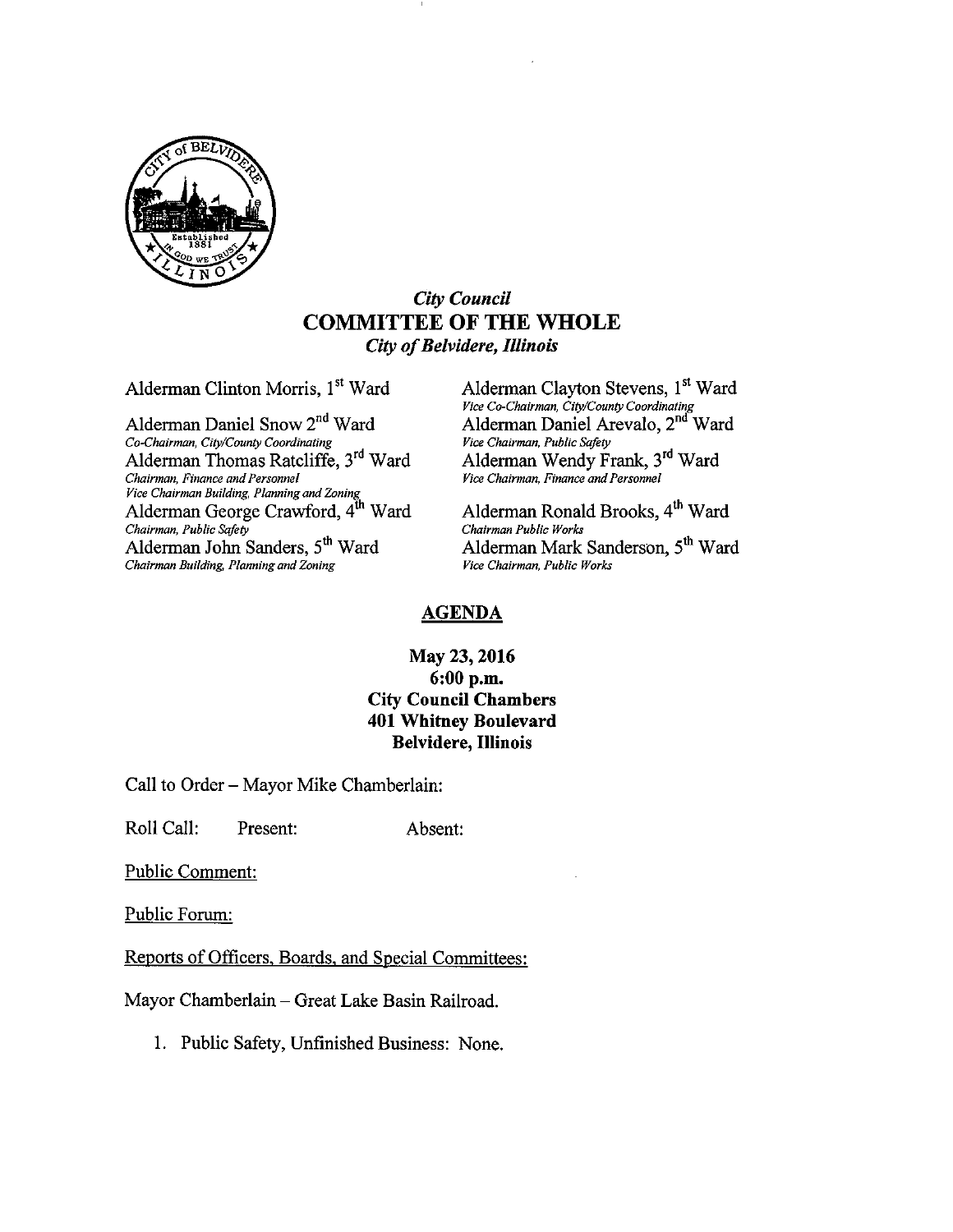*City Council*

# COMMITTEE OF THE WHOLE

*City of Belvidere, Illinois*

Alderman Clinton Morris, 1st Ward

Alderman Clayton Stevens, 1st Ward
*Vice Co-Chairman, City/County Coordinating*

Alderman Daniel Snow 2nd Ward
*Co-Chairman, City/County Coordinating*

Alderman Daniel Arevalo, 2nd Ward
*Vice Chairman, Public Safety*

Alderman Thomas Ratcliffe, 3rd Ward
*Chairman, Finance and Personnel*
*Vice Chairman Building, Planning and Zoning*

Alderman Wendy Frank, 3rd Ward
*Vice Chairman, Finance and Personnel*

Alderman George Crawford, 4th Ward
*Chairman, Public Safety*

Alderman Ronald Brooks, 4th Ward
*Chairman Public Works*

Alderman John Sanders, 5th Ward
*Chairman Building, Planning and Zoning*

Alderman Mark Sanderson, 5th Ward
*Vice Chairman, Public Works*

## AGENDA

**May 23, 2016**
**6:00 p.m.**
**City Council Chambers**
**401 Whitney Boulevard**
**Belvidere, Illinois**

Call to Order – Mayor Mike Chamberlain:

Roll Call: Present: Absent:

Public Comment:

Public Forum:

Reports of Officers, Boards, and Special Committees:

Mayor Chamberlain – Great Lake Basin Railroad.

1. Public Safety, Unfinished Business: None.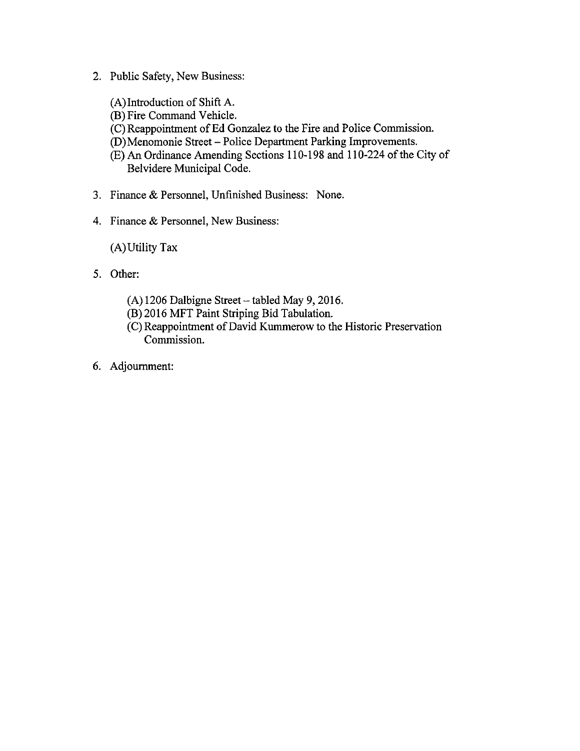2. Public Safety, New Business:

   (A) Introduction of Shift A.
   (B) Fire Command Vehicle.
   (C) Reappointment of Ed Gonzalez to the Fire and Police Commission.
   (D) Menomonie Street – Police Department Parking Improvements.
   (E) An Ordinance Amending Sections 110-198 and 110-224 of the City of Belvidere Municipal Code.

3. Finance & Personnel, Unfinished Business: None.

4. Finance & Personnel, New Business:

   (A) Utility Tax

5. Other:

   (A) 1206 Dalbigne Street – tabled May 9, 2016.
   (B) 2016 MFT Paint Striping Bid Tabulation.
   (C) Reappointment of David Kummerow to the Historic Preservation Commission.

6. Adjournment: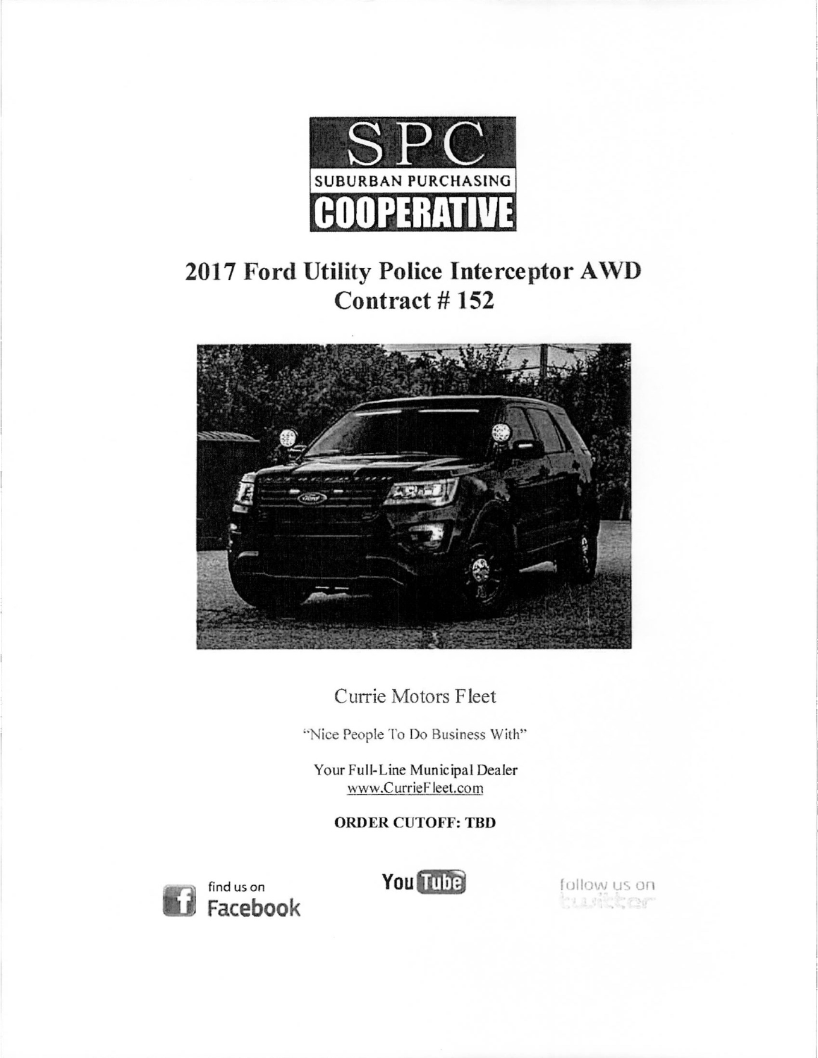# SPC

SUBURBAN PURCHASING

**COOPERATIVE**

## 2017 Ford Utility Police Interceptor AWD
## Contract # 152

Currie Motors Fleet

"Nice People To Do Business With"

Your Full-Line Municipal Dealer
www.CurrieFleet.com

**ORDER CUTOFF: TBD**

find us on Facebook

YouTube

follow us on twitter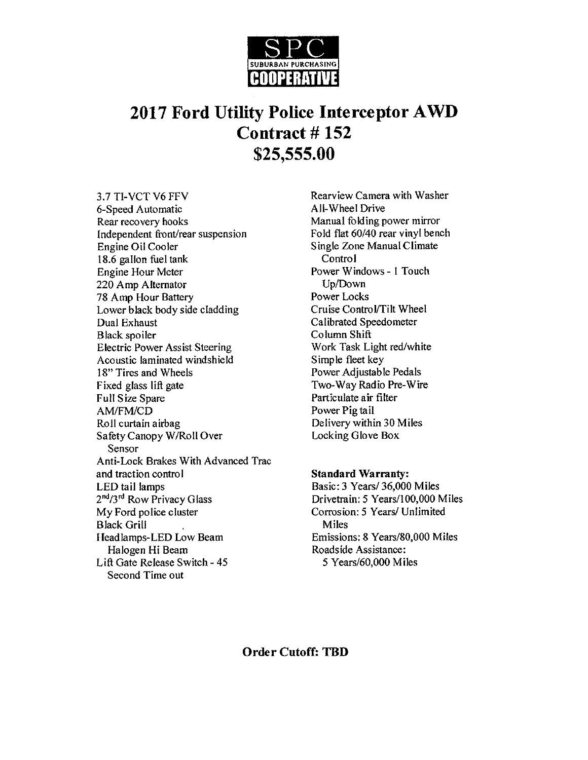SPC
SUBURBAN PURCHASING
COOPERATIVE

# 2017 Ford Utility Police Interceptor AWD
# Contract # 152
# $25,555.00

3.7 TI-VCT V6 FFV
6-Speed Automatic
Rear recovery hooks
Independent front/rear suspension
Engine Oil Cooler
18.6 gallon fuel tank
Engine Hour Meter
220 Amp Alternator
78 Amp Hour Battery
Lower black body side cladding
Dual Exhaust
Black spoiler
Electric Power Assist Steering
Acoustic laminated windshield
18" Tires and Wheels
Fixed glass lift gate
Full Size Spare
AM/FM/CD
Roll curtain airbag
Safety Canopy W/Roll Over Sensor
Anti-Lock Brakes With Advanced Trac and traction control
LED tail lamps
2nd/3rd Row Privacy Glass
My Ford police cluster
Black Grill
Headlamps-LED Low Beam Halogen Hi Beam
Lift Gate Release Switch - 45 Second Time out
Rearview Camera with Washer
All-Wheel Drive
Manual folding power mirror
Fold flat 60/40 rear vinyl bench
Single Zone Manual Climate Control
Power Windows - 1 Touch Up/Down
Power Locks
Cruise Control/Tilt Wheel
Calibrated Speedometer
Column Shift
Work Task Light red/white
Simple fleet key
Power Adjustable Pedals
Two-Way Radio Pre-Wire
Particulate air filter
Power Pig tail
Delivery within 30 Miles
Locking Glove Box

**Standard Warranty:**
Basic: 3 Years/ 36,000 Miles
Drivetrain: 5 Years/100,000 Miles
Corrosion: 5 Years/ Unlimited Miles
Emissions: 8 Years/80,000 Miles
Roadside Assistance: 5 Years/60,000 Miles

**Order Cutoff: TBD**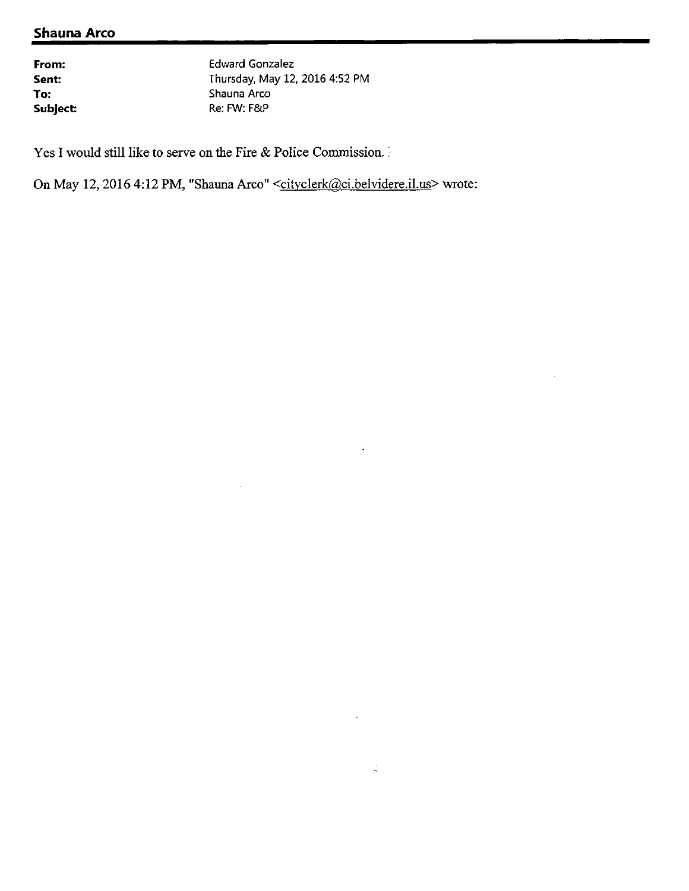## Shauna Arco

| | |
|---|---|
| **From:** | Edward Gonzalez |
| **Sent:** | Thursday, May 12, 2016 4:52 PM |
| **To:** | Shauna Arco |
| **Subject:** | Re: FW: F&P |

Yes I would still like to serve on the Fire & Police Commission.

On May 12, 2016 4:12 PM, "Shauna Arco" <cityclerk@ci.belvidere.il.us> wrote: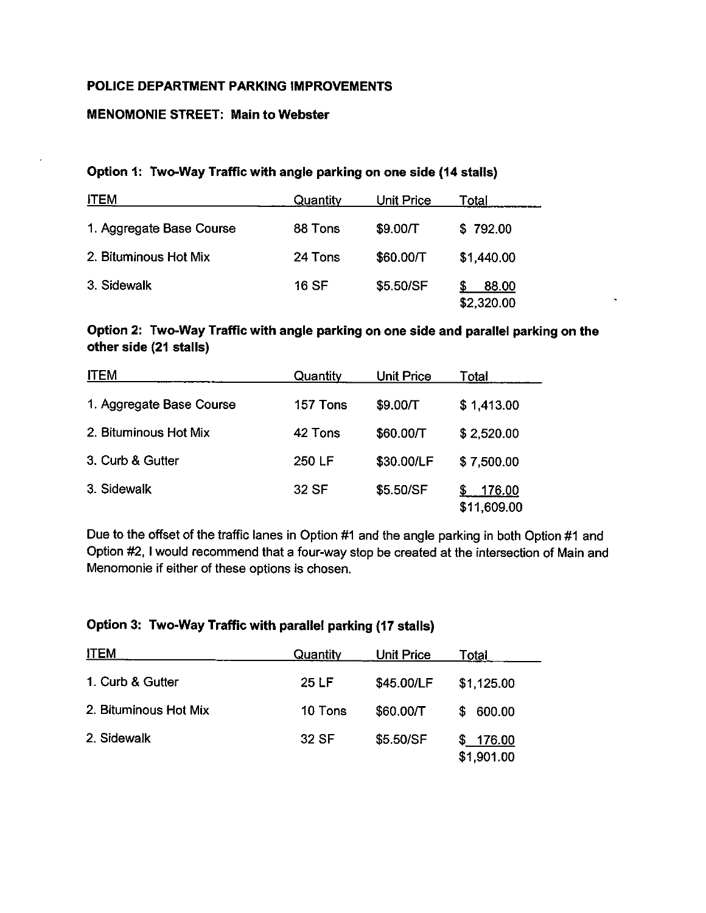**POLICE DEPARTMENT PARKING IMPROVEMENTS**

**MENOMONIE STREET: Main to Webster**

**Option 1: Two-Way Traffic with angle parking on one side (14 stalls)**

| ITEM | Quantity | Unit Price | Total |
|---|---|---|---|
| 1. Aggregate Base Course | 88 Tons | $9.00/T | $ 792.00 |
| 2. Bituminous Hot Mix | 24 Tons | $60.00/T | $1,440.00 |
| 3. Sidewalk | 16 SF | $5.50/SF | $ 88.00 |
| | | | $2,320.00 |

**Option 2: Two-Way Traffic with angle parking on one side and parallel parking on the other side (21 stalls)**

| ITEM | Quantity | Unit Price | Total |
|---|---|---|---|
| 1. Aggregate Base Course | 157 Tons | $9.00/T | $ 1,413.00 |
| 2. Bituminous Hot Mix | 42 Tons | $60.00/T | $ 2,520.00 |
| 3. Curb & Gutter | 250 LF | $30.00/LF | $ 7,500.00 |
| 3. Sidewalk | 32 SF | $5.50/SF | $ 176.00 |
| | | | $11,609.00 |

Due to the offset of the traffic lanes in Option #1 and the angle parking in both Option #1 and Option #2, I would recommend that a four-way stop be created at the intersection of Main and Menomonie if either of these options is chosen.

**Option 3: Two-Way Traffic with parallel parking (17 stalls)**

| ITEM | Quantity | Unit Price | Total |
|---|---|---|---|
| 1. Curb & Gutter | 25 LF | $45.00/LF | $1,125.00 |
| 2. Bituminous Hot Mix | 10 Tons | $60.00/T | $ 600.00 |
| 2. Sidewalk | 32 SF | $5.50/SF | $ 176.00 |
| | | | $1,901.00 |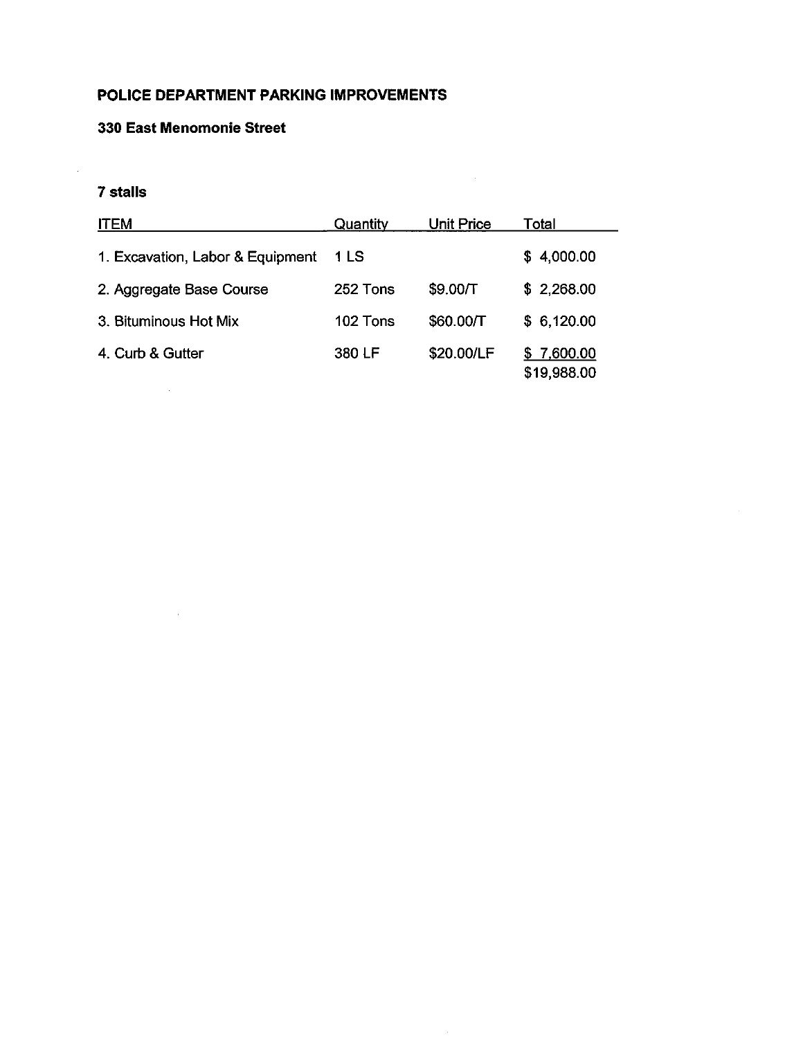**POLICE DEPARTMENT PARKING IMPROVEMENTS**

**330 East Menomonie Street**

**7 stalls**

| ITEM | Quantity | Unit Price | Total |
|---|---|---|---|
| 1. Excavation, Labor & Equipment | 1 LS | | $ 4,000.00 |
| 2. Aggregate Base Course | 252 Tons | $9.00/T | $ 2,268.00 |
| 3. Bituminous Hot Mix | 102 Tons | $60.00/T | $ 6,120.00 |
| 4. Curb & Gutter | 380 LF | $20.00/LF | $ 7,600.00 |
| | | | $19,988.00 |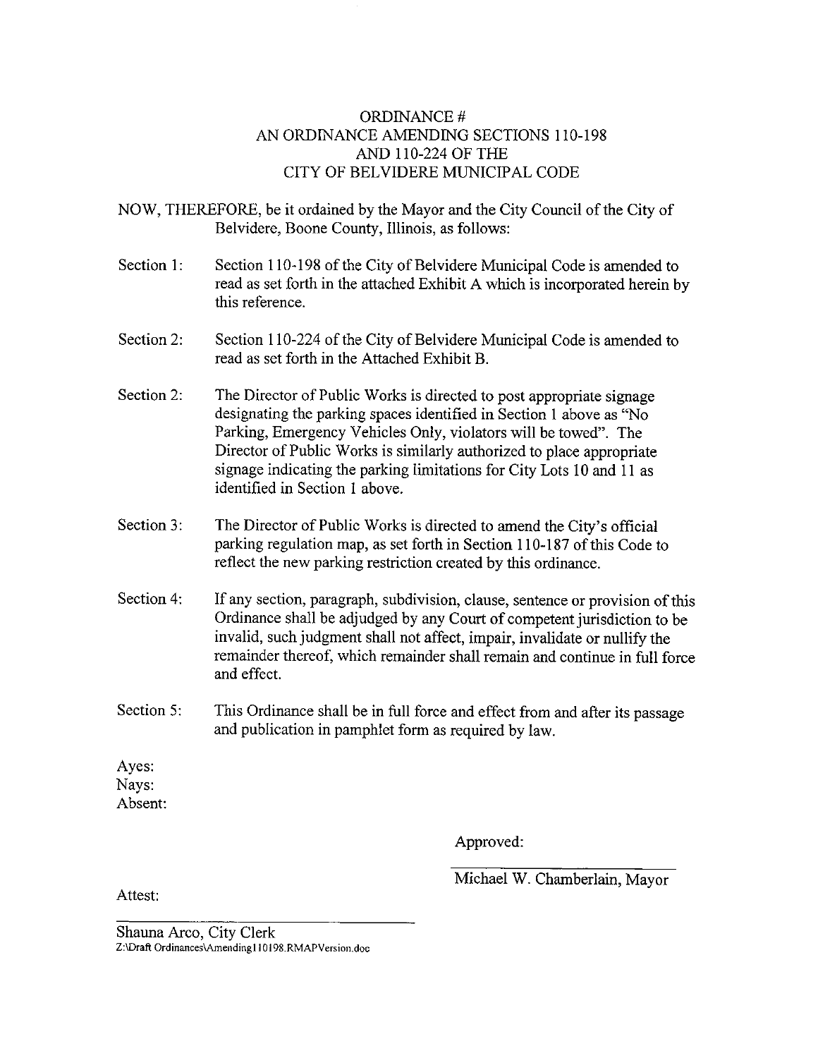# ORDINANCE #
## AN ORDINANCE AMENDING SECTIONS 110-198 AND 110-224 OF THE CITY OF BELVIDERE MUNICIPAL CODE

NOW, THEREFORE, be it ordained by the Mayor and the City Council of the City of Belvidere, Boone County, Illinois, as follows:

Section 1: Section 110-198 of the City of Belvidere Municipal Code is amended to read as set forth in the attached Exhibit A which is incorporated herein by this reference.

Section 2: Section 110-224 of the City of Belvidere Municipal Code is amended to read as set forth in the Attached Exhibit B.

Section 2: The Director of Public Works is directed to post appropriate signage designating the parking spaces identified in Section 1 above as "No Parking, Emergency Vehicles Only, violators will be towed". The Director of Public Works is similarly authorized to place appropriate signage indicating the parking limitations for City Lots 10 and 11 as identified in Section 1 above.

Section 3: The Director of Public Works is directed to amend the City's official parking regulation map, as set forth in Section 110-187 of this Code to reflect the new parking restriction created by this ordinance.

Section 4: If any section, paragraph, subdivision, clause, sentence or provision of this Ordinance shall be adjudged by any Court of competent jurisdiction to be invalid, such judgment shall not affect, impair, invalidate or nullify the remainder thereof, which remainder shall remain and continue in full force and effect.

Section 5: This Ordinance shall be in full force and effect from and after its passage and publication in pamphlet form as required by law.

Ayes:
Nays:
Absent:

Approved:

Michael W. Chamberlain, Mayor

Attest:

Shauna Arco, City Clerk

Z:\Draft Ordinances\Amending110198.RMAPVersion.doc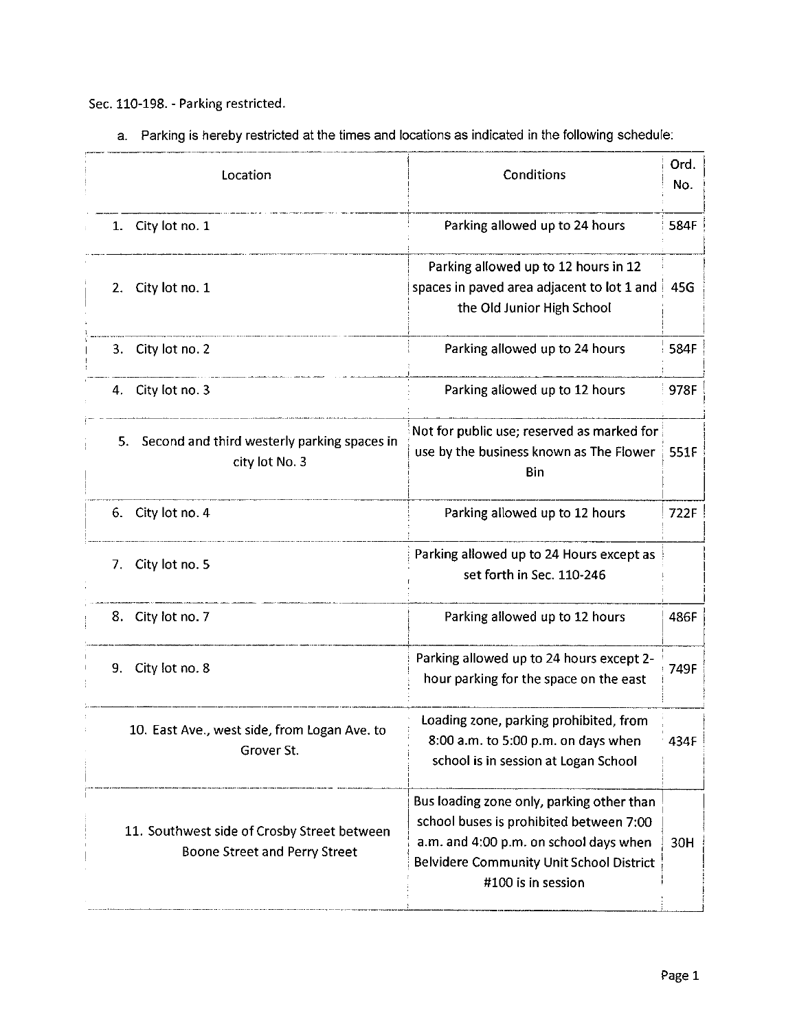Sec. 110-198. - Parking restricted.

a. Parking is hereby restricted at the times and locations as indicated in the following schedule:

| Location | Conditions | Ord. No. |
|---|---|---|
| 1. City lot no. 1 | Parking allowed up to 24 hours | 584F |
| 2. City lot no. 1 | Parking allowed up to 12 hours in 12 spaces in paved area adjacent to lot 1 and the Old Junior High School | 45G |
| 3. City lot no. 2 | Parking allowed up to 24 hours | 584F |
| 4. City lot no. 3 | Parking allowed up to 12 hours | 978F |
| 5. Second and third westerly parking spaces in city lot No. 3 | Not for public use; reserved as marked for use by the business known as The Flower Bin | 551F |
| 6. City lot no. 4 | Parking allowed up to 12 hours | 722F |
| 7. City lot no. 5 | Parking allowed up to 24 Hours except as set forth in Sec. 110-246 | |
| 8. City lot no. 7 | Parking allowed up to 12 hours | 486F |
| 9. City lot no. 8 | Parking allowed up to 24 hours except 2-hour parking for the space on the east | 749F |
| 10. East Ave., west side, from Logan Ave. to Grover St. | Loading zone, parking prohibited, from 8:00 a.m. to 5:00 p.m. on days when school is in session at Logan School | 434F |
| 11. Southwest side of Crosby Street between Boone Street and Perry Street | Bus loading zone only, parking other than school buses is prohibited between 7:00 a.m. and 4:00 p.m. on school days when Belvidere Community Unit School District #100 is in session | 30H |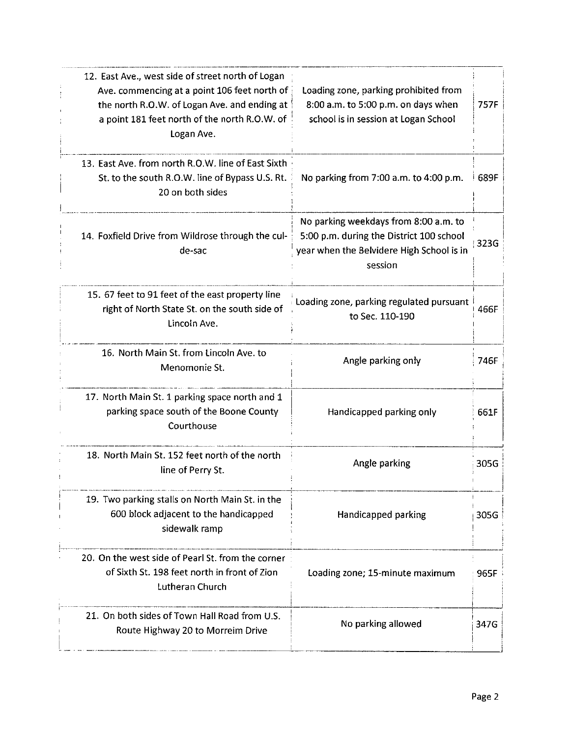| | | |
|---|---|---|
| 12. East Ave., west side of street north of Logan Ave. commencing at a point 106 feet north of the north R.O.W. of Logan Ave. and ending at a point 181 feet north of the north R.O.W. of Logan Ave. | Loading zone, parking prohibited from 8:00 a.m. to 5:00 p.m. on days when school is in session at Logan School | 757F |
| 13. East Ave. from north R.O.W. line of East Sixth St. to the south R.O.W. line of Bypass U.S. Rt. 20 on both sides | No parking from 7:00 a.m. to 4:00 p.m. | 689F |
| 14. Foxfield Drive from Wildrose through the cul-de-sac | No parking weekdays from 8:00 a.m. to 5:00 p.m. during the District 100 school year when the Belvidere High School is in session | 323G |
| 15. 67 feet to 91 feet of the east property line right of North State St. on the south side of Lincoln Ave. | Loading zone, parking regulated pursuant to Sec. 110-190 | 466F |
| 16. North Main St. from Lincoln Ave. to Menomonie St. | Angle parking only | 746F |
| 17. North Main St. 1 parking space north and 1 parking space south of the Boone County Courthouse | Handicapped parking only | 661F |
| 18. North Main St. 152 feet north of the north line of Perry St. | Angle parking | 305G |
| 19. Two parking stalls on North Main St. in the 600 block adjacent to the handicapped sidewalk ramp | Handicapped parking | 305G |
| 20. On the west side of Pearl St. from the corner of Sixth St. 198 feet north in front of Zion Lutheran Church | Loading zone; 15-minute maximum | 965F |
| 21. On both sides of Town Hall Road from U.S. Route Highway 20 to Morreim Drive | No parking allowed | 347G |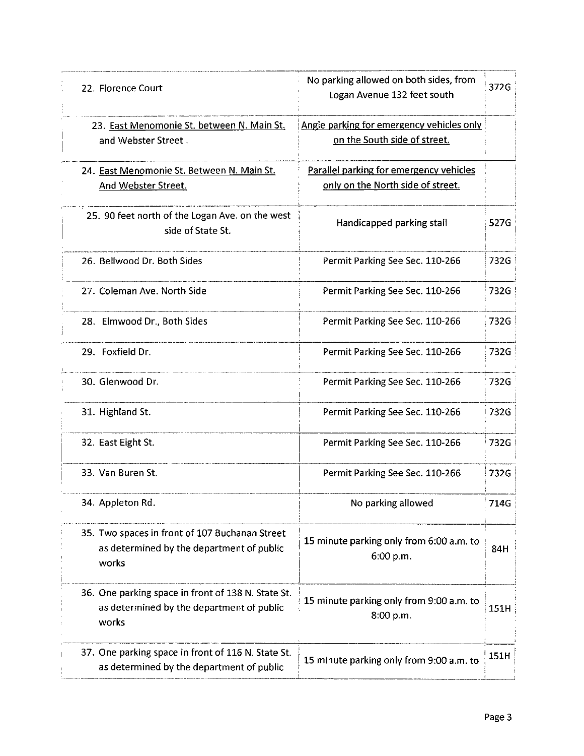| | | |
|---|---|---|
| 22. Florence Court | No parking allowed on both sides, from Logan Avenue 132 feet south | 372G |
| 23. East Menomonie St. between N. Main St. and Webster Street . | Angle parking for emergency vehicles only on the South side of street. | |
| 24. East Menomonie St. Between N. Main St. And Webster Street. | Parallel parking for emergency vehicles only on the North side of street. | |
| 25. 90 feet north of the Logan Ave. on the west side of State St. | Handicapped parking stall | 527G |
| 26. Bellwood Dr. Both Sides | Permit Parking See Sec. 110-266 | 732G |
| 27. Coleman Ave. North Side | Permit Parking See Sec. 110-266 | 732G |
| 28. Elmwood Dr., Both Sides | Permit Parking See Sec. 110-266 | 732G |
| 29. Foxfield Dr. | Permit Parking See Sec. 110-266 | 732G |
| 30. Glenwood Dr. | Permit Parking See Sec. 110-266 | 732G |
| 31. Highland St. | Permit Parking See Sec. 110-266 | 732G |
| 32. East Eight St. | Permit Parking See Sec. 110-266 | 732G |
| 33. Van Buren St. | Permit Parking See Sec. 110-266 | 732G |
| 34. Appleton Rd. | No parking allowed | 714G |
| 35. Two spaces in front of 107 Buchanan Street as determined by the department of public works | 15 minute parking only from 6:00 a.m. to 6:00 p.m. | 84H |
| 36. One parking space in front of 138 N. State St. as determined by the department of public works | 15 minute parking only from 9:00 a.m. to 8:00 p.m. | 151H |
| 37. One parking space in front of 116 N. State St. as determined by the department of public | 15 minute parking only from 9:00 a.m. to | 151H |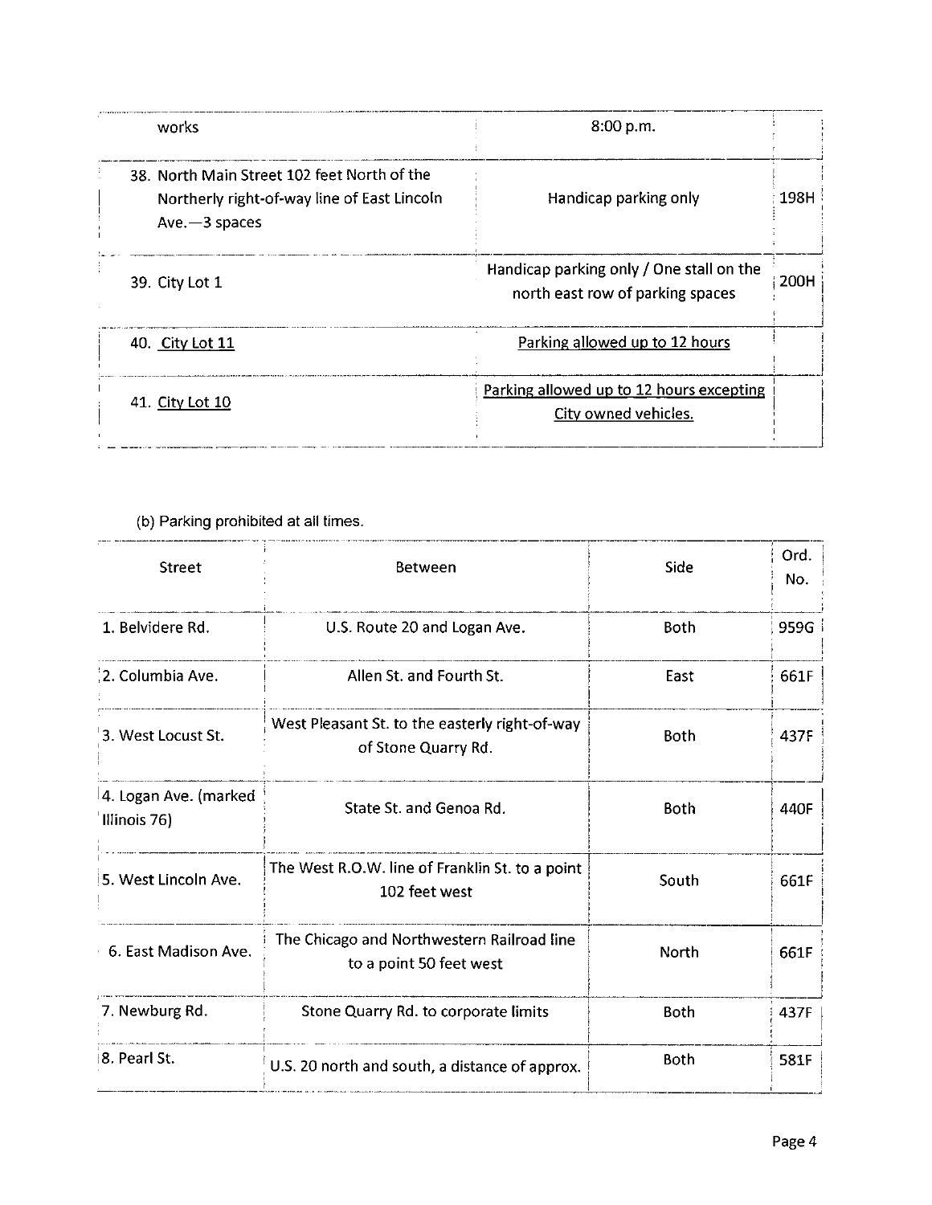| | | |
|---|---|---|
| works | 8:00 p.m. | |
| 38. North Main Street 102 feet North of the Northerly right-of-way line of East Lincoln Ave.—3 spaces | Handicap parking only | 198H |
| 39. City Lot 1 | Handicap parking only / One stall on the north east row of parking spaces | 200H |
| 40. City Lot 11 | Parking allowed up to 12 hours | |
| 41. City Lot 10 | Parking allowed up to 12 hours excepting City owned vehicles. | |

(b) Parking prohibited at all times.

| Street | Between | Side | Ord. No. |
|---|---|---|---|
| 1. Belvidere Rd. | U.S. Route 20 and Logan Ave. | Both | 959G |
| 2. Columbia Ave. | Allen St. and Fourth St. | East | 661F |
| 3. West Locust St. | West Pleasant St. to the easterly right-of-way of Stone Quarry Rd. | Both | 437F |
| 4. Logan Ave. (marked Illinois 76) | State St. and Genoa Rd. | Both | 440F |
| 5. West Lincoln Ave. | The West R.O.W. line of Franklin St. to a point 102 feet west | South | 661F |
| 6. East Madison Ave. | The Chicago and Northwestern Railroad line to a point 50 feet west | North | 661F |
| 7. Newburg Rd. | Stone Quarry Rd. to corporate limits | Both | 437F |
| 8. Pearl St. | U.S. 20 north and south, a distance of approx. | Both | 581F |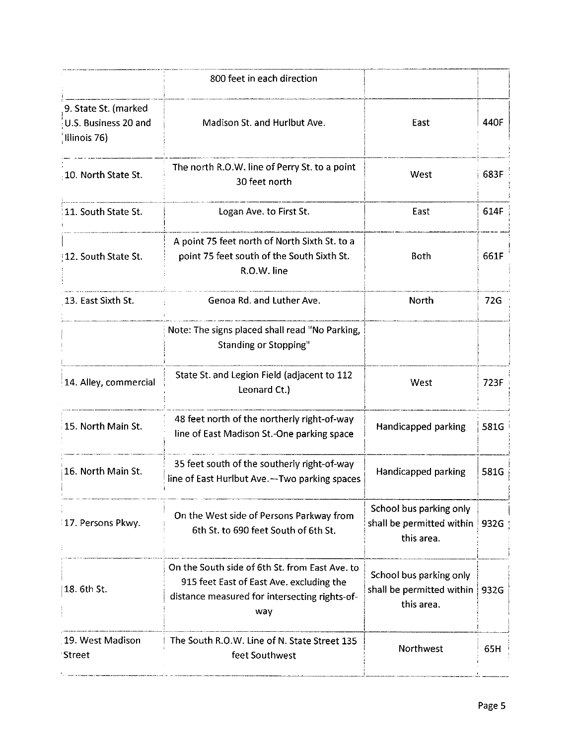| | | | |
|---|---|---|---|
| | 800 feet in each direction | | |
| 9. State St. (marked U.S. Business 20 and Illinois 76) | Madison St. and Hurlbut Ave. | East | 440F |
| 10. North State St. | The north R.O.W. line of Perry St. to a point 30 feet north | West | 683F |
| 11. South State St. | Logan Ave. to First St. | East | 614F |
| 12. South State St. | A point 75 feet north of North Sixth St. to a point 75 feet south of the South Sixth St. R.O.W. line | Both | 661F |
| 13. East Sixth St. | Genoa Rd. and Luther Ave. | North | 72G |
| | Note: The signs placed shall read "No Parking, Standing or Stopping" | | |
| 14. Alley, commercial | State St. and Legion Field (adjacent to 112 Leonard Ct.) | West | 723F |
| 15. North Main St. | 48 feet north of the northerly right-of-way line of East Madison St.-One parking space | Handicapped parking | 581G |
| 16. North Main St. | 35 feet south of the southerly right-of-way line of East Hurlbut Ave.—Two parking spaces | Handicapped parking | 581G |
| 17. Persons Pkwy. | On the West side of Persons Parkway from 6th St. to 690 feet South of 6th St. | School bus parking only shall be permitted within this area. | 932G |
| 18. 6th St. | On the South side of 6th St. from East Ave. to 915 feet East of East Ave. excluding the distance measured for intersecting rights-of-way | School bus parking only shall be permitted within this area. | 932G |
| 19. West Madison Street | The South R.O.W. Line of N. State Street 135 feet Southwest | Northwest | 65H |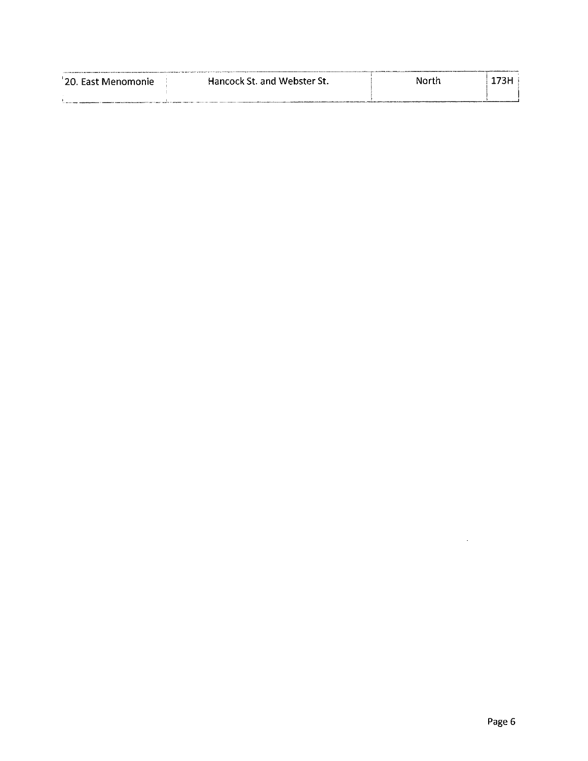| 20. East Menomonie | Hancock St. and Webster St. | North | 173H |
|---|---|---|---|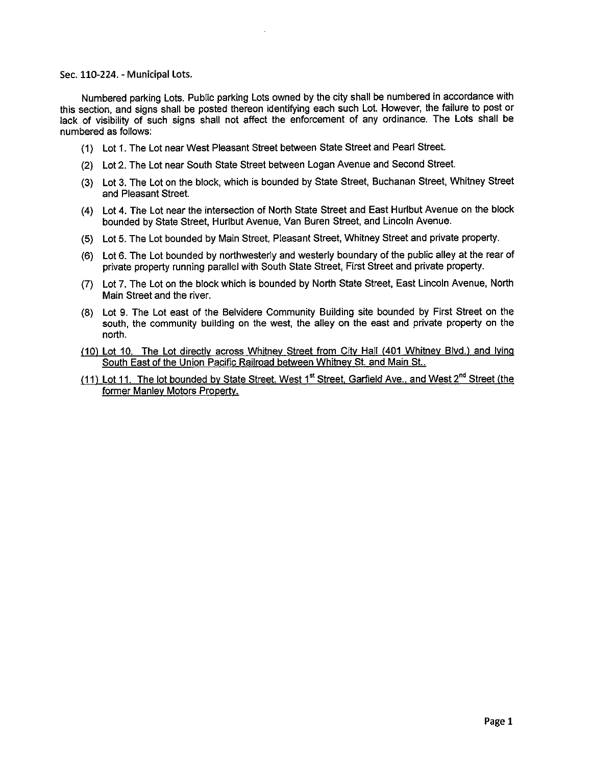Sec. 110-224. - Municipal Lots.

Numbered parking Lots. Public parking Lots owned by the city shall be numbered in accordance with this section, and signs shall be posted thereon identifying each such Lot. However, the failure to post or lack of visibility of such signs shall not affect the enforcement of any ordinance. The Lots shall be numbered as follows:

(1) Lot 1. The Lot near West Pleasant Street between State Street and Pearl Street.

(2) Lot 2. The Lot near South State Street between Logan Avenue and Second Street.

(3) Lot 3. The Lot on the block, which is bounded by State Street, Buchanan Street, Whitney Street and Pleasant Street.

(4) Lot 4. The Lot near the intersection of North State Street and East Hurlbut Avenue on the block bounded by State Street, Hurlbut Avenue, Van Buren Street, and Lincoln Avenue.

(5) Lot 5. The Lot bounded by Main Street, Pleasant Street, Whitney Street and private property.

(6) Lot 6. The Lot bounded by northwesterly and westerly boundary of the public alley at the rear of private property running parallel with South State Street, First Street and private property.

(7) Lot 7. The Lot on the block which is bounded by North State Street, East Lincoln Avenue, North Main Street and the river.

(8) Lot 9. The Lot east of the Belvidere Community Building site bounded by First Street on the south, the community building on the west, the alley on the east and private property on the north.

<u>(10) Lot 10. The Lot directly across Whitney Street from City Hall (401 Whitney Blvd.) and lying South East of the Union Pacific Railroad between Whitney St. and Main St..</u>

<u>(11) Lot 11. The lot bounded by State Street, West 1st Street, Garfield Ave., and West 2nd Street (the former Manley Motors Property.</u>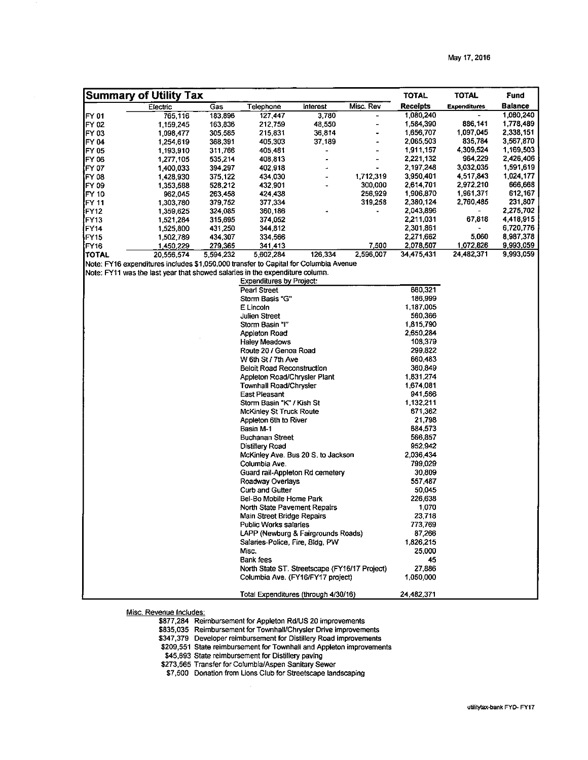May 17, 2016

## Summary of Utility Tax

| | Electric | Gas | Telephone | Interest | Misc. Rev | TOTAL Receipts | TOTAL Expenditures | Fund Balance |
|---|---|---|---|---|---|---|---|---|
| FY 01 | 765,116 | 183,896 | 127,447 | 3,780 | - | 1,080,240 | - | 1,080,240 |
| FY 02 | 1,159,245 | 163,836 | 212,759 | 48,550 | - | 1,584,390 | 886,141 | 1,778,489 |
| FY 03 | 1,098,477 | 305,585 | 215,831 | 36,814 | - | 1,656,707 | 1,097,045 | 2,338,151 |
| FY 04 | 1,254,619 | 368,391 | 405,303 | 37,189 | - | 2,065,503 | 835,784 | 3,567,870 |
| FY 05 | 1,193,910 | 311,766 | 405,481 | - | - | 1,911,157 | 4,309,524 | 1,169,503 |
| FY 06 | 1,277,105 | 535,214 | 408,813 | - | - | 2,221,132 | 964,229 | 2,426,406 |
| FY 07 | 1,400,033 | 394,297 | 402,918 | - | - | 2,197,248 | 3,032,035 | 1,591,619 |
| FY 08 | 1,428,930 | 375,122 | 434,030 | - | 1,712,319 | 3,950,401 | 4,517,843 | 1,024,177 |
| FY 09 | 1,353,588 | 528,212 | 432,901 | - | 300,000 | 2,614,701 | 2,972,210 | 666,668 |
| FY 10 | 962,045 | 263,458 | 424,438 | | 256,929 | 1,906,870 | 1,961,371 | 612,167 |
| FY 11 | 1,303,780 | 379,752 | 377,334 | | 319,258 | 2,380,124 | 2,760,485 | 231,807 |
| FY12 | 1,359,625 | 324,085 | 360,186 | - | - | 2,043,896 | - | 2,275,702 |
| FY13 | 1,521,284 | 315,695 | 374,052 | | | 2,211,031 | 67,818 | 4,418,915 |
| FY14 | 1,525,800 | 431,250 | 344,812 | | | 2,301,861 | - | 6,720,776 |
| FY15 | 1,502,789 | 434,307 | 334,566 | | | 2,271,662 | 5,060 | 8,987,378 |
| FY16 | 1,450,229 | 279,365 | 341,413 | | 7,500 | 2,078,507 | 1,072,826 | 9,993,059 |
| TOTAL | 20,556,574 | 5,594,232 | 5,602,284 | 126,334 | 2,596,007 | 34,475,431 | 24,482,371 | 9,993,059 |

Note: FY16 expenditures includes $1,050,000 transfer to Capital for Columbia Avenue

Note: FY11 was the last year that showed salaries in the expenditure column.

| Expenditures by Project: | |
|---|---|
| Pearl Street | 660,321 |
| Storm Basis "G" | 186,999 |
| E Lincoln | 1,187,005 |
| Julien Street | 560,366 |
| Storm Basin "I" | 1,815,790 |
| Appleton Road | 2,650,284 |
| Haley Meadows | 108,379 |
| Route 20 / Genoa Road | 299,822 |
| W 6th St / 7th Ave | 660,483 |
| Beloit Road Reconstruction | 360,849 |
| Appleton Road/Chrysler Plant | 1,831,274 |
| Townhall Road/Chrysler | 1,674,081 |
| East Pleasant | 941,566 |
| Storm Basin "K" / Kish St | 1,132,211 |
| McKinley St Truck Route | 671,362 |
| Appleton 6th to River | 21,798 |
| Basin M-1 | 684,573 |
| Buchanan Street | 566,857 |
| Distillery Road | 952,942 |
| McKinley Ave. Bus 20 S. to Jackson | 2,036,434 |
| Columbia Ave. | 799,029 |
| Guard rail-Appleton Rd cemetery | 30,809 |
| Roadway Overlays | 557,487 |
| Curb and Gutter | 50,045 |
| Bel-Bo Mobile Home Park | 226,638 |
| North State Pavement Repairs | 1,070 |
| Main Street Bridge Repairs | 23,718 |
| Public Works salaries | 773,769 |
| LAPP (Newburg & Fairgrounds Roads) | 87,266 |
| Salaries-Police, Fire, Bldg, PW | 1,826,215 |
| Misc. | 25,000 |
| Bank fees | 45 |
| North State ST. Streetscape (FY16/17 Project) | 27,886 |
| Columbia Ave. (FY16/FY17 project) | 1,050,000 |
| Total Expenditures (through 4/30/16) | 24,482,371 |

Misc. Revenue Includes:

- $877,284 Reimbursement for Appleton Rd/US 20 improvements
- $835,035 Reimbursement for Townhall/Chrysler Drive improvements
- $347,379 Developer reimbursement for Distillery Road improvements
- $209,551 State reimbursement for Townhall and Appleton improvements
- $45,693 State reimbursement for Distillery paving
- $273,565 Transfer for Columbia/Aspen Sanitary Sewer
- $7,500 Donation from Lions Club for Streetscape landscaping

utilitytax-bank FYD- FY17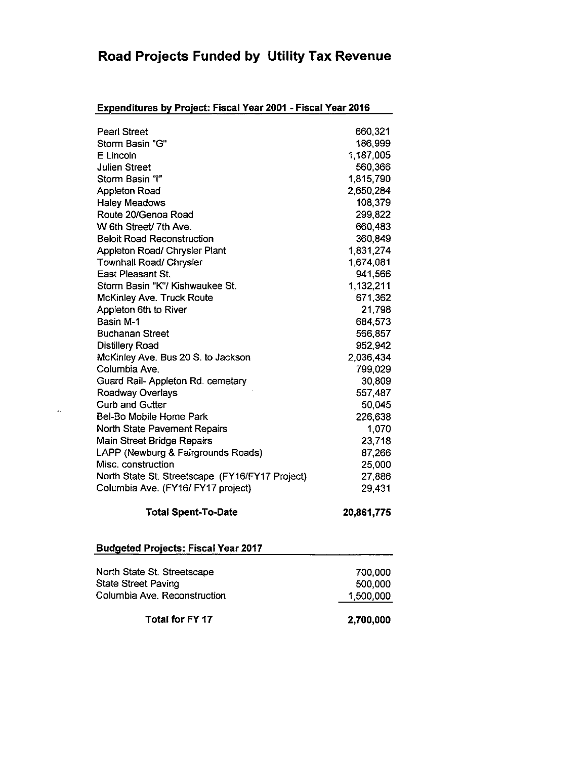# Road Projects Funded by Utility Tax Revenue

## Expenditures by Project: Fiscal Year 2001 - Fiscal Year 2016

| Project | Amount |
|---|---|
| Pearl Street | 660,321 |
| Storm Basin "G" | 186,999 |
| E Lincoln | 1,187,005 |
| Julien Street | 560,366 |
| Storm Basin "I" | 1,815,790 |
| Appleton Road | 2,650,284 |
| Haley Meadows | 108,379 |
| Route 20/Genoa Road | 299,822 |
| W 6th Street/ 7th Ave. | 660,483 |
| Beloit Road Reconstruction | 360,849 |
| Appleton Road/ Chrysler Plant | 1,831,274 |
| Townhall Road/ Chrysler | 1,674,081 |
| East Pleasant St. | 941,566 |
| Storm Basin "K"/ Kishwaukee St. | 1,132,211 |
| McKinley Ave. Truck Route | 671,362 |
| Appleton 6th to River | 21,798 |
| Basin M-1 | 684,573 |
| Buchanan Street | 566,857 |
| Distillery Road | 952,942 |
| McKinley Ave. Bus 20 S. to Jackson | 2,036,434 |
| Columbia Ave. | 799,029 |
| Guard Rail- Appleton Rd. cemetary | 30,809 |
| Roadway Overlays | 557,487 |
| Curb and Gutter | 50,045 |
| Bel-Bo Mobile Home Park | 226,638 |
| North State Pavement Repairs | 1,070 |
| Main Street Bridge Repairs | 23,718 |
| LAPP (Newburg & Fairgrounds Roads) | 87,266 |
| Misc. construction | 25,000 |
| North State St. Streetscape (FY16/FY17 Project) | 27,886 |
| Columbia Ave. (FY16/ FY17 project) | 29,431 |
| **Total Spent-To-Date** | **20,861,775** |

## Budgeted Projects: Fiscal Year 2017

| Project | Amount |
|---|---|
| North State St. Streetscape | 700,000 |
| State Street Paving | 500,000 |
| Columbia Ave. Reconstruction | 1,500,000 |
| **Total for FY 17** | **2,700,000** |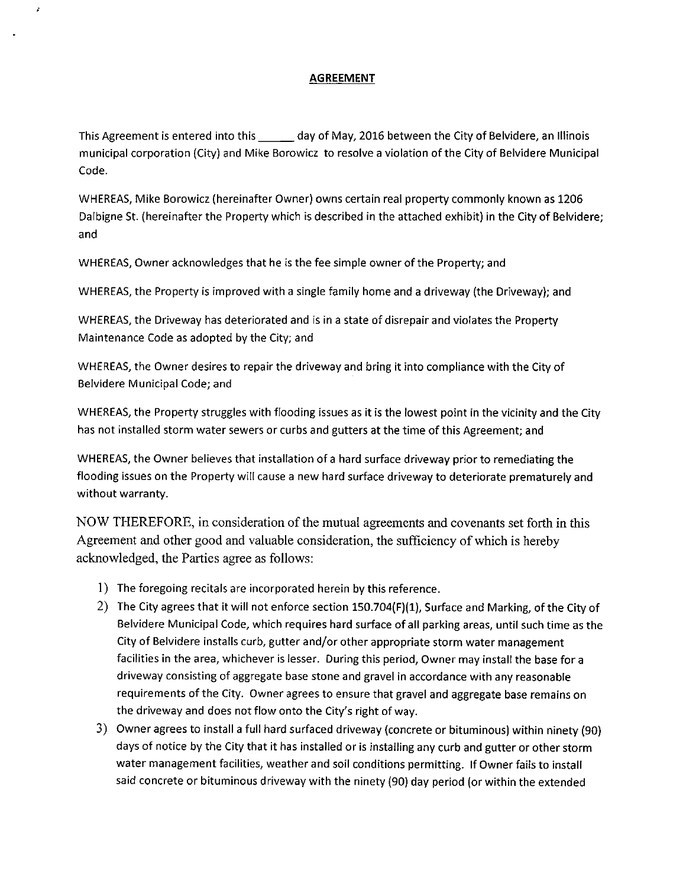## AGREEMENT

This Agreement is entered into this ______ day of May, 2016 between the City of Belvidere, an Illinois municipal corporation (City) and Mike Borowicz to resolve a violation of the City of Belvidere Municipal Code.

WHEREAS, Mike Borowicz (hereinafter Owner) owns certain real property commonly known as 1206 Dalbigne St. (hereinafter the Property which is described in the attached exhibit) in the City of Belvidere; and

WHEREAS, Owner acknowledges that he is the fee simple owner of the Property; and

WHEREAS, the Property is improved with a single family home and a driveway (the Driveway); and

WHEREAS, the Driveway has deteriorated and is in a state of disrepair and violates the Property Maintenance Code as adopted by the City; and

WHEREAS, the Owner desires to repair the driveway and bring it into compliance with the City of Belvidere Municipal Code; and

WHEREAS, the Property struggles with flooding issues as it is the lowest point in the vicinity and the City has not installed storm water sewers or curbs and gutters at the time of this Agreement; and

WHEREAS, the Owner believes that installation of a hard surface driveway prior to remediating the flooding issues on the Property will cause a new hard surface driveway to deteriorate prematurely and without warranty.

NOW THEREFORE, in consideration of the mutual agreements and covenants set forth in this Agreement and other good and valuable consideration, the sufficiency of which is hereby acknowledged, the Parties agree as follows:

1) The foregoing recitals are incorporated herein by this reference.
2) The City agrees that it will not enforce section 150.704(F)(1), Surface and Marking, of the City of Belvidere Municipal Code, which requires hard surface of all parking areas, until such time as the City of Belvidere installs curb, gutter and/or other appropriate storm water management facilities in the area, whichever is lesser. During this period, Owner may install the base for a driveway consisting of aggregate base stone and gravel in accordance with any reasonable requirements of the City. Owner agrees to ensure that gravel and aggregate base remains on the driveway and does not flow onto the City's right of way.
3) Owner agrees to install a full hard surfaced driveway (concrete or bituminous) within ninety (90) days of notice by the City that it has installed or is installing any curb and gutter or other storm water management facilities, weather and soil conditions permitting. If Owner fails to install said concrete or bituminous driveway with the ninety (90) day period (or within the extended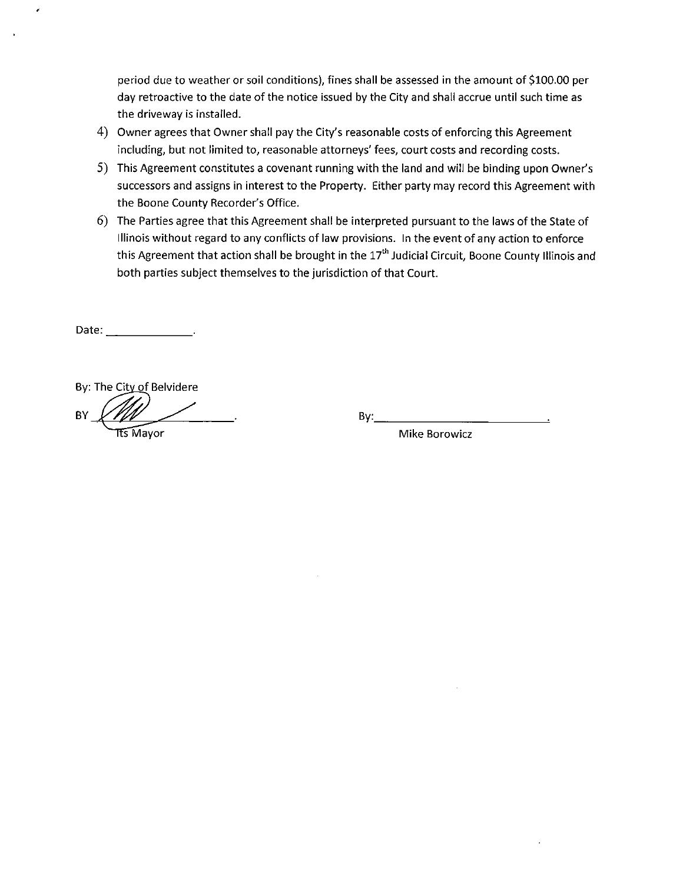period due to weather or soil conditions), fines shall be assessed in the amount of $100.00 per day retroactive to the date of the notice issued by the City and shall accrue until such time as the driveway is installed.

4) Owner agrees that Owner shall pay the City's reasonable costs of enforcing this Agreement including, but not limited to, reasonable attorneys' fees, court costs and recording costs.
5) This Agreement constitutes a covenant running with the land and will be binding upon Owner's successors and assigns in interest to the Property. Either party may record this Agreement with the Boone County Recorder's Office.
6) The Parties agree that this Agreement shall be interpreted pursuant to the laws of the State of Illinois without regard to any conflicts of law provisions. In the event of any action to enforce this Agreement that action shall be brought in the 17th Judicial Circuit, Boone County Illinois and both parties subject themselves to the jurisdiction of that Court.

Date: ______________.

By: The City of Belvidere

BY ______________.
Its Mayor

By: ______________.
Mike Borowicz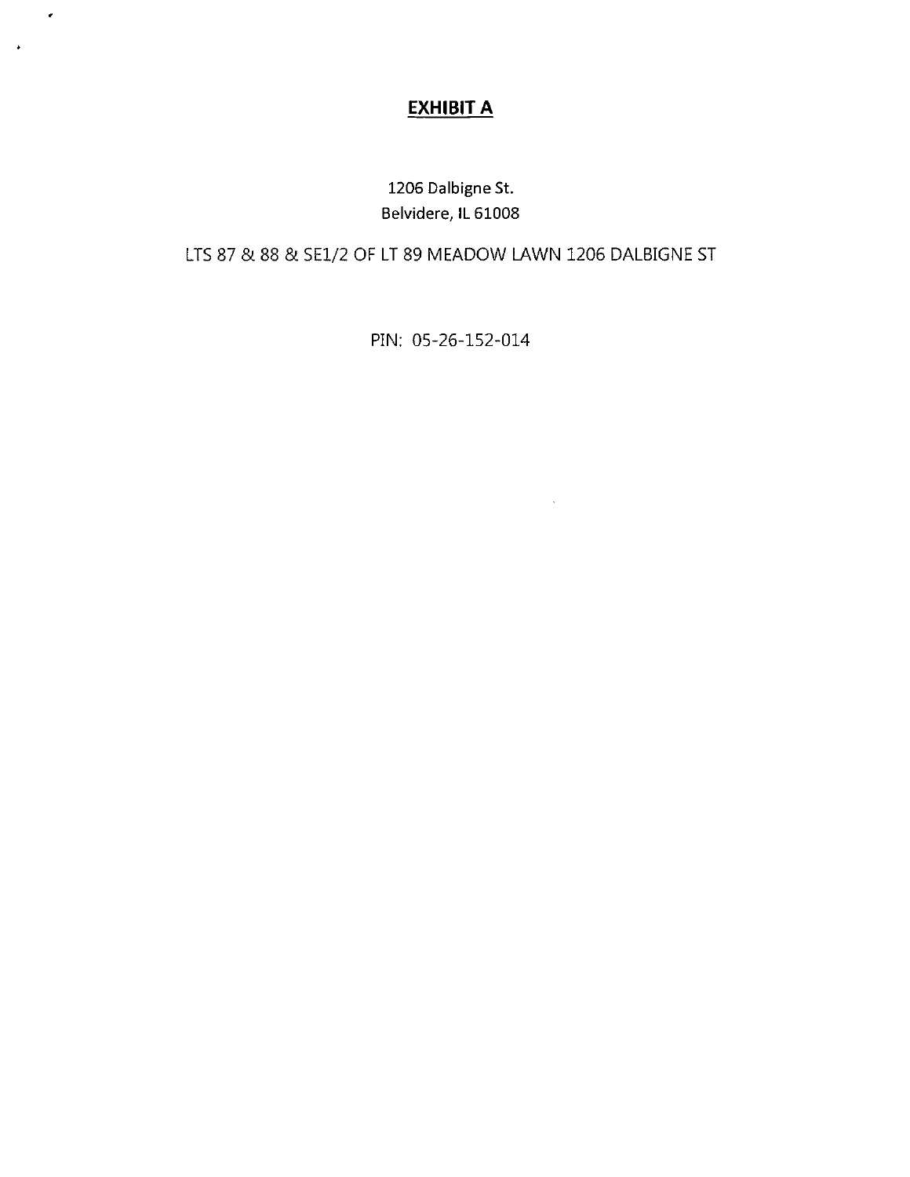# **EXHIBIT A**

1206 Dalbigne St.
Belvidere, IL 61008

LTS 87 & 88 & SE1/2 OF LT 89 MEADOW LAWN 1206 DALBIGNE ST

PIN: 05-26-152-014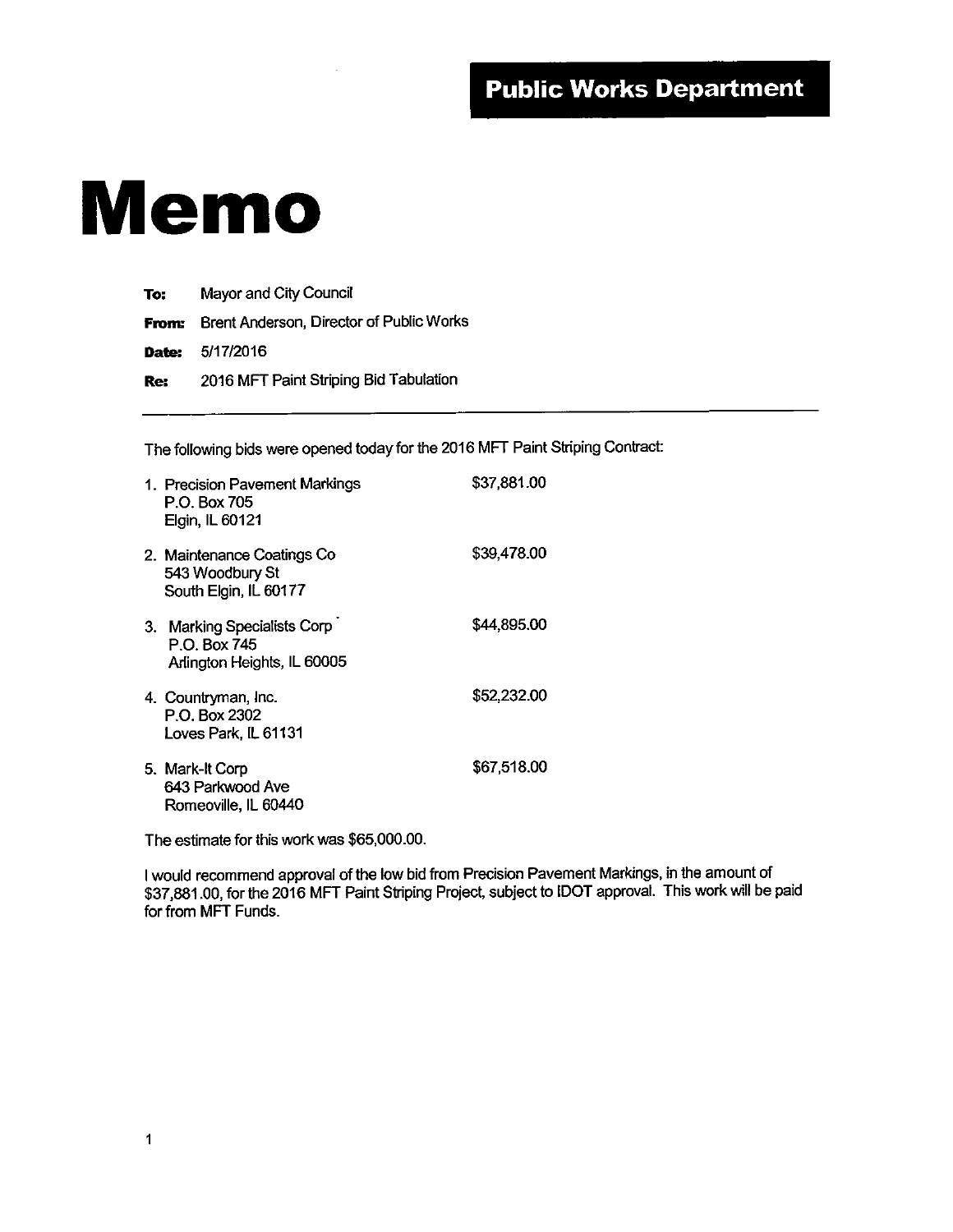**Public Works Department**

# Memo

**To:** Mayor and City Council

**From:** Brent Anderson, Director of Public Works

**Date:** 5/17/2016

**Re:** 2016 MFT Paint Striping Bid Tabulation

---

The following bids were opened today for the 2016 MFT Paint Striping Contract:

| | |
|---|---|
| 1. Precision Pavement Markings<br>P.O. Box 705<br>Elgin, IL 60121 | $37,881.00 |
| 2. Maintenance Coatings Co<br>543 Woodbury St<br>South Elgin, IL 60177 | $39,478.00 |
| 3. Marking Specialists Corp<br>P.O. Box 745<br>Arlington Heights, IL 60005 | $44,895.00 |
| 4. Countryman, Inc.<br>P.O. Box 2302<br>Loves Park, IL 61131 | $52,232.00 |
| 5. Mark-It Corp<br>643 Parkwood Ave<br>Romeoville, IL 60440 | $67,518.00 |

The estimate for this work was $65,000.00.

I would recommend approval of the low bid from Precision Pavement Markings, in the amount of $37,881.00, for the 2016 MFT Paint Striping Project, subject to IDOT approval. This work will be paid for from MFT Funds.